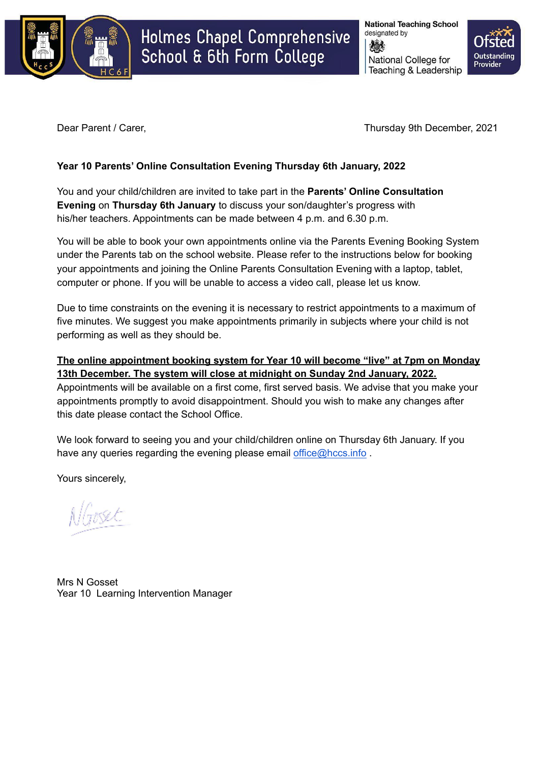Holmes Chapel Comprehensive School & 6th Form College

National Teaching School designated by National College for Teaching & Leadership

Ofsted Outstanding Provider

Dear Parent / Carer,

Thursday 9th December, 2021

**Year 10 Parents' Online Consultation Evening Thursday 6th January, 2022**

You and your child/children are invited to take part in the **Parents' Online Consultation Evening** on **Thursday 6th January** to discuss your son/daughter's progress with his/her teachers. Appointments can be made between 4 p.m. and 6.30 p.m.

You will be able to book your own appointments online via the Parents Evening Booking System under the Parents tab on the school website. Please refer to the instructions below for booking your appointments and joining the Online Parents Consultation Evening with a laptop, tablet, computer or phone. If you will be unable to access a video call, please let us know.

Due to time constraints on the evening it is necessary to restrict appointments to a maximum of five minutes. We suggest you make appointments primarily in subjects where your child is not performing as well as they should be.

**The online appointment booking system for Year 10 will become "live" at 7pm on Monday 13th December. The system will close at midnight on Sunday 2nd January, 2022.**
Appointments will be available on a first come, first served basis. We advise that you make your appointments promptly to avoid disappointment. Should you wish to make any changes after this date please contact the School Office.

We look forward to seeing you and your child/children online on Thursday 6th January. If you have any queries regarding the evening please email office@hccs.info .

Yours sincerely,

N Gosset

Mrs N Gosset
Year 10 Learning Intervention Manager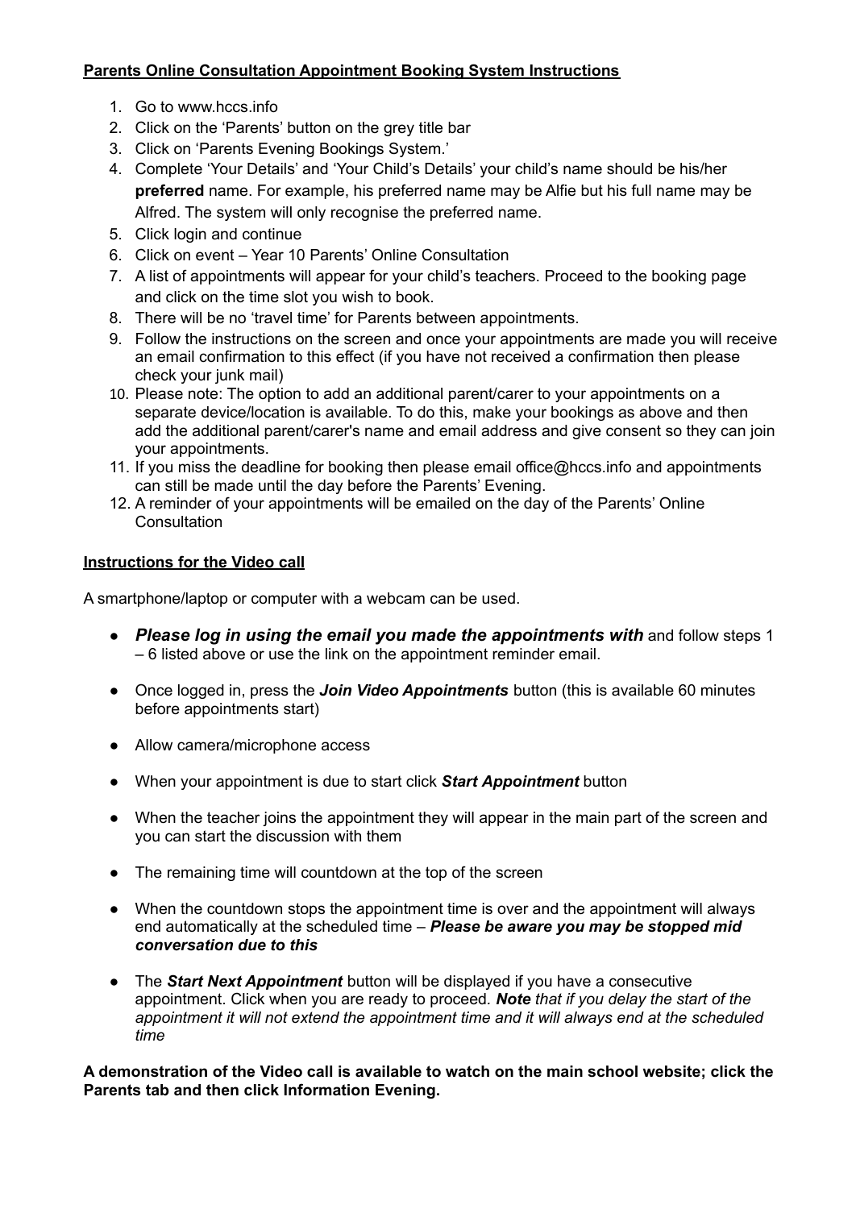**Parents Online Consultation Appointment Booking System Instructions**

1. Go to www.hccs.info
2. Click on the 'Parents' button on the grey title bar
3. Click on 'Parents Evening Bookings System.'
4. Complete 'Your Details' and 'Your Child's Details' your child's name should be his/her **preferred** name. For example, his preferred name may be Alfie but his full name may be Alfred. The system will only recognise the preferred name.
5. Click login and continue
6. Click on event – Year 10 Parents' Online Consultation
7. A list of appointments will appear for your child's teachers. Proceed to the booking page and click on the time slot you wish to book.
8. There will be no 'travel time' for Parents between appointments.
9. Follow the instructions on the screen and once your appointments are made you will receive an email confirmation to this effect (if you have not received a confirmation then please check your junk mail)
10. Please note: The option to add an additional parent/carer to your appointments on a separate device/location is available. To do this, make your bookings as above and then add the additional parent/carer's name and email address and give consent so they can join your appointments.
11. If you miss the deadline for booking then please email office@hccs.info and appointments can still be made until the day before the Parents' Evening.
12. A reminder of your appointments will be emailed on the day of the Parents' Online Consultation

**Instructions for the Video call**

A smartphone/laptop or computer with a webcam can be used.

- ***Please log in using the email you made the appointments with*** and follow steps 1 – 6 listed above or use the link on the appointment reminder email.
- Once logged in, press the ***Join Video Appointments*** button (this is available 60 minutes before appointments start)
- Allow camera/microphone access
- When your appointment is due to start click ***Start Appointment*** button
- When the teacher joins the appointment they will appear in the main part of the screen and you can start the discussion with them
- The remaining time will countdown at the top of the screen
- When the countdown stops the appointment time is over and the appointment will always end automatically at the scheduled time – ***Please be aware you may be stopped mid conversation due to this***
- The ***Start Next Appointment*** button will be displayed if you have a consecutive appointment. Click when you are ready to proceed. ***Note*** *that if you delay the start of the appointment it will not extend the appointment time and it will always end at the scheduled time*

**A demonstration of the Video call is available to watch on the main school website; click the Parents tab and then click Information Evening.**